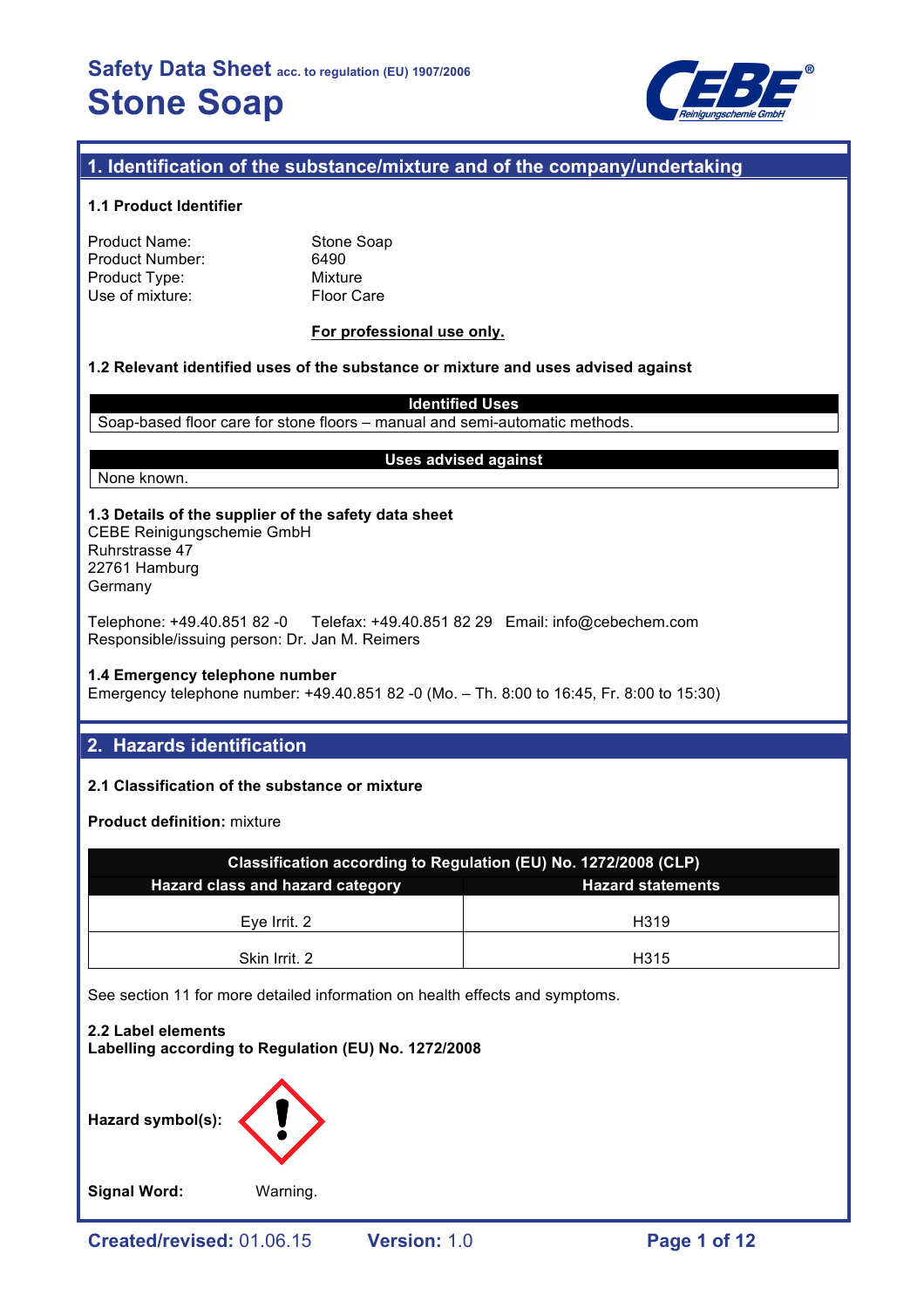# Safety Data Sheet acc. to regulation (EU) 1907/2006

# Stone Soap

## 1. Identification of the substance/mixture and of the company/undertaking

### 1.1 Product Identifier

Product Name: Stone Soap
Product Number: 6490
Product Type: Mixture
Use of mixture: Floor Care

**For professional use only.**

### 1.2 Relevant identified uses of the substance or mixture and uses advised against

| Identified Uses |
|---|
| Soap-based floor care for stone floors – manual and semi-automatic methods. |

| Uses advised against |
|---|
| None known. |

### 1.3 Details of the supplier of the safety data sheet

CEBE Reinigungschemie GmbH
Ruhrstrasse 47
22761 Hamburg
Germany

Telephone: +49.40.851 82 -0 Telefax: +49.40.851 82 29 Email: info@cebechem.com
Responsible/issuing person: Dr. Jan M. Reimers

### 1.4 Emergency telephone number

Emergency telephone number: +49.40.851 82 -0 (Mo. – Th. 8:00 to 16:45, Fr. 8:00 to 15:30)

## 2. Hazards identification

### 2.1 Classification of the substance or mixture

**Product definition:** mixture

| Classification according to Regulation (EU) No. 1272/2008 (CLP) | |
|---|---|
| **Hazard class and hazard category** | **Hazard statements** |
| Eye Irrit. 2 | H319 |
| Skin Irrit. 2 | H315 |

See section 11 for more detailed information on health effects and symptoms.

### 2.2 Label elements

**Labelling according to Regulation (EU) No. 1272/2008**

**Hazard symbol(s):**

**Signal Word:** Warning.

**Created/revised:** 01.06.15 **Version:** 1.0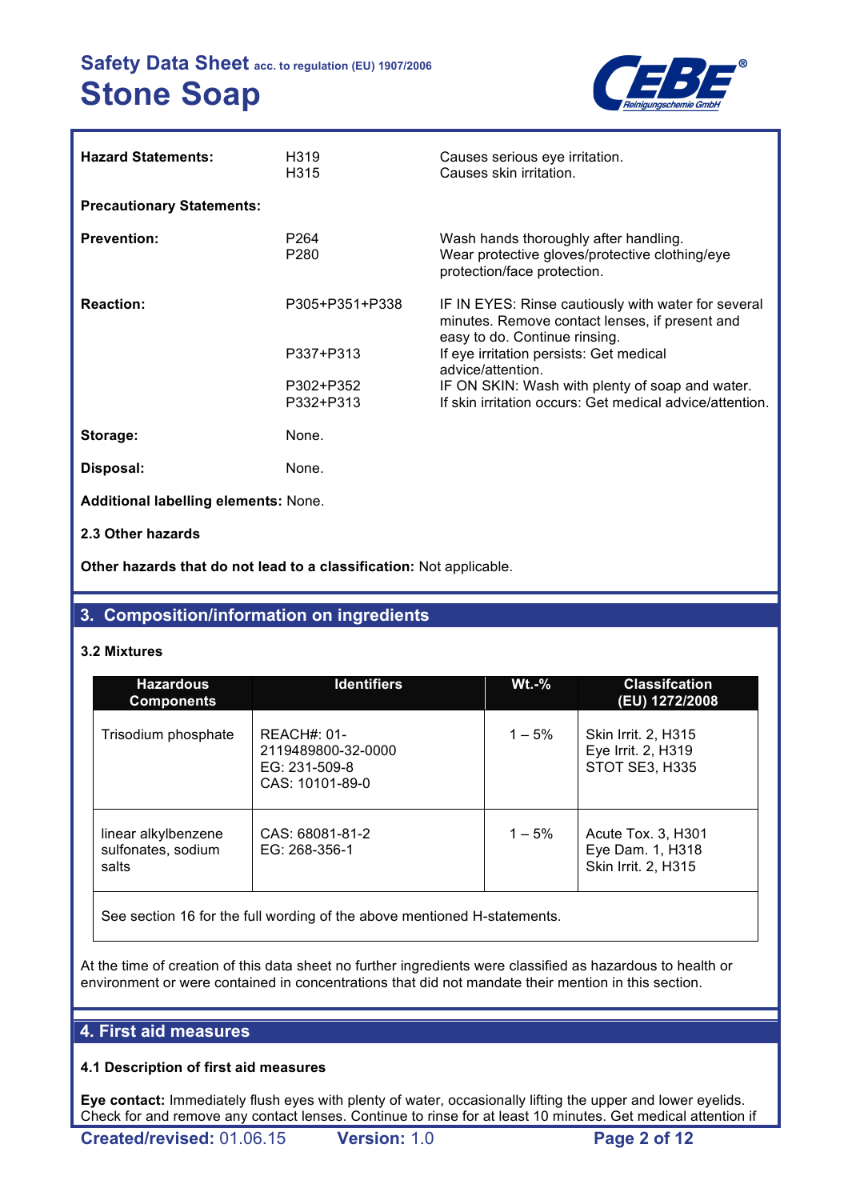| | | |
|---|---|---|
| **Hazard Statements:** | H319<br>H315 | Causes serious eye irritation.<br>Causes skin irritation. |

**Precautionary Statements:**

| | | |
|---|---|---|
| **Prevention:** | P264<br>P280 | Wash hands thoroughly after handling.<br>Wear protective gloves/protective clothing/eye protection/face protection. |
| **Reaction:** | P305+P351+P338 | IF IN EYES: Rinse cautiously with water for several minutes. Remove contact lenses, if present and easy to do. Continue rinsing. |
| | P337+P313 | If eye irritation persists: Get medical advice/attention. |
| | P302+P352 | IF ON SKIN: Wash with plenty of soap and water. |
| | P332+P313 | If skin irritation occurs: Get medical advice/attention. |
| **Storage:** | None. | |
| **Disposal:** | None. | |

**Additional labelling elements:** None.

**2.3 Other hazards**

**Other hazards that do not lead to a classification:** Not applicable.

## 3. Composition/information on ingredients

**3.2 Mixtures**

| Hazardous Components | Identifiers | Wt.-% | Classifcation (EU) 1272/2008 |
|---|---|---|---|
| Trisodium phosphate | REACH#: 01-2119489800-32-0000<br>EG: 231-509-8<br>CAS: 10101-89-0 | 1 – 5% | Skin Irrit. 2, H315<br>Eye Irrit. 2, H319<br>STOT SE3, H335 |
| linear alkylbenzene sulfonates, sodium salts | CAS: 68081-81-2<br>EG: 268-356-1 | 1 – 5% | Acute Tox. 3, H301<br>Eye Dam. 1, H318<br>Skin Irrit. 2, H315 |
| See section 16 for the full wording of the above mentioned H-statements. | | | |

At the time of creation of this data sheet no further ingredients were classified as hazardous to health or environment or were contained in concentrations that did not mandate their mention in this section.

## 4. First aid measures

**4.1 Description of first aid measures**

**Eye contact:** Immediately flush eyes with plenty of water, occasionally lifting the upper and lower eyelids. Check for and remove any contact lenses. Continue to rinse for at least 10 minutes. Get medical attention if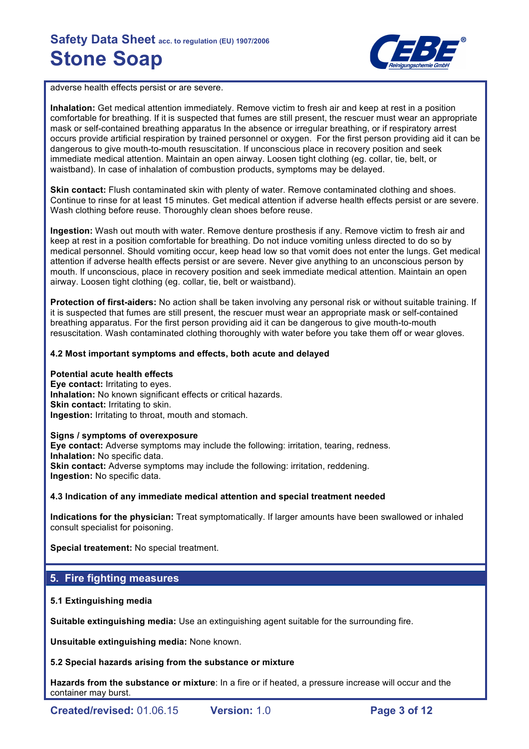adverse health effects persist or are severe.

**Inhalation:** Get medical attention immediately. Remove victim to fresh air and keep at rest in a position comfortable for breathing. If it is suspected that fumes are still present, the rescuer must wear an appropriate mask or self-contained breathing apparatus In the absence or irregular breathing, or if respiratory arrest occurs provide artificial respiration by trained personnel or oxygen. For the first person providing aid it can be dangerous to give mouth-to-mouth resuscitation. If unconscious place in recovery position and seek immediate medical attention. Maintain an open airway. Loosen tight clothing (eg. collar, tie, belt, or waistband). In case of inhalation of combustion products, symptoms may be delayed.

**Skin contact:** Flush contaminated skin with plenty of water. Remove contaminated clothing and shoes. Continue to rinse for at least 15 minutes. Get medical attention if adverse health effects persist or are severe. Wash clothing before reuse. Thoroughly clean shoes before reuse.

**Ingestion:** Wash out mouth with water. Remove denture prosthesis if any. Remove victim to fresh air and keep at rest in a position comfortable for breathing. Do not induce vomiting unless directed to do so by medical personnel. Should vomiting occur, keep head low so that vomit does not enter the lungs. Get medical attention if adverse health effects persist or are severe. Never give anything to an unconscious person by mouth. If unconscious, place in recovery position and seek immediate medical attention. Maintain an open airway. Loosen tight clothing (eg. collar, tie, belt or waistband).

**Protection of first-aiders:** No action shall be taken involving any personal risk or without suitable training. If it is suspected that fumes are still present, the rescuer must wear an appropriate mask or self-contained breathing apparatus. For the first person providing aid it can be dangerous to give mouth-to-mouth resuscitation. Wash contaminated clothing thoroughly with water before you take them off or wear gloves.

### 4.2 Most important symptoms and effects, both acute and delayed

**Potential acute health effects**
**Eye contact:** Irritating to eyes.
**Inhalation:** No known significant effects or critical hazards.
**Skin contact:** Irritating to skin.
**Ingestion:** Irritating to throat, mouth and stomach.

**Signs / symptoms of overexposure**
**Eye contact:** Adverse symptoms may include the following: irritation, tearing, redness.
**Inhalation:** No specific data.
**Skin contact:** Adverse symptoms may include the following: irritation, reddening.
**Ingestion:** No specific data.

### 4.3 Indication of any immediate medical attention and special treatment needed

**Indications for the physician:** Treat symptomatically. If larger amounts have been swallowed or inhaled consult specialist for poisoning.

**Special treatement:** No special treatment.

## 5. Fire fighting measures

### 5.1 Extinguishing media

**Suitable extinguishing media:** Use an extinguishing agent suitable for the surrounding fire.

**Unsuitable extinguishing media:** None known.

### 5.2 Special hazards arising from the substance or mixture

**Hazards from the substance or mixture**: In a fire or if heated, a pressure increase will occur and the container may burst.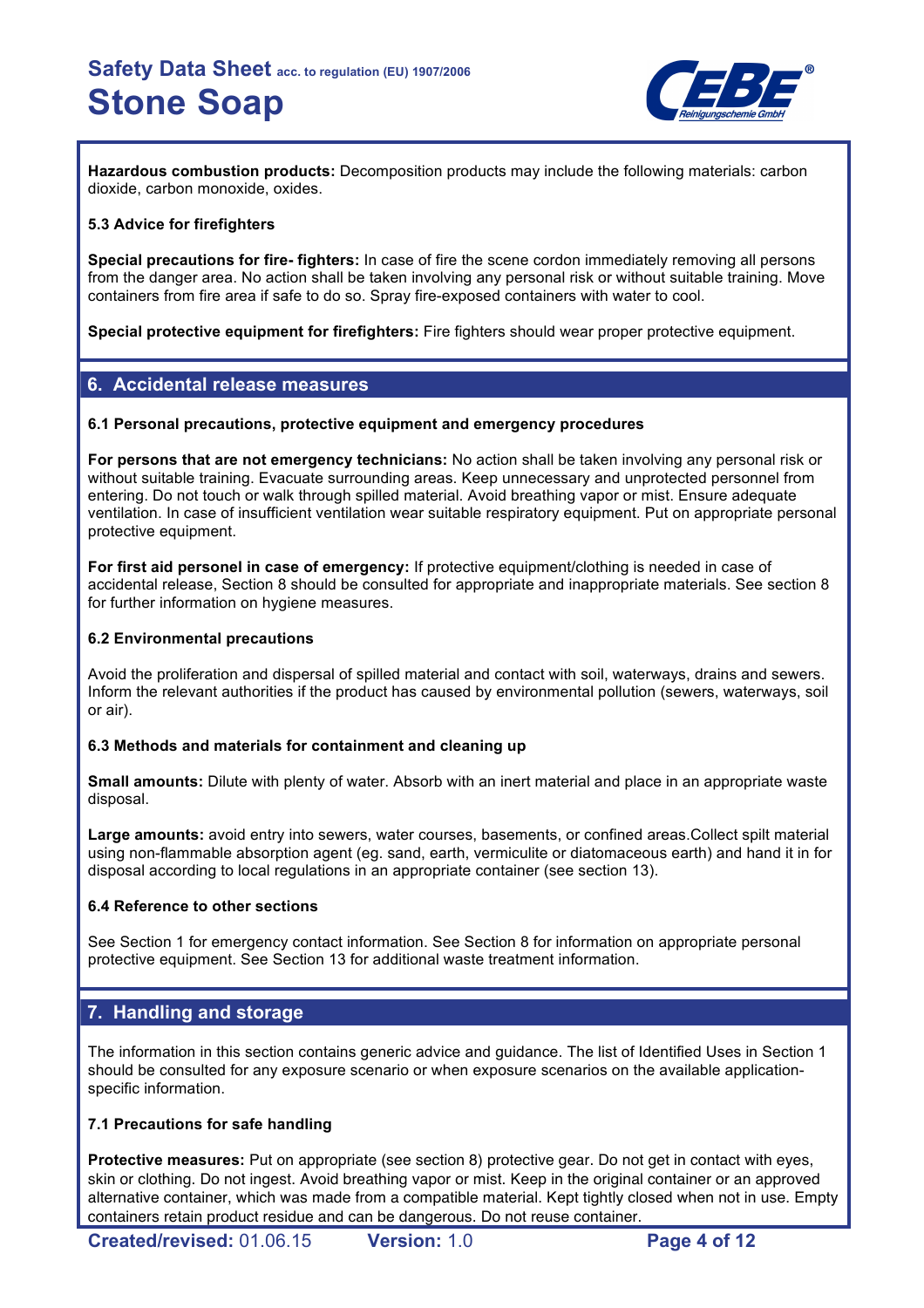**Hazardous combustion products:** Decomposition products may include the following materials: carbon dioxide, carbon monoxide, oxides.

### 5.3 Advice for firefighters

**Special precautions for fire- fighters:** In case of fire the scene cordon immediately removing all persons from the danger area. No action shall be taken involving any personal risk or without suitable training. Move containers from fire area if safe to do so. Spray fire-exposed containers with water to cool.

**Special protective equipment for firefighters:** Fire fighters should wear proper protective equipment.

## 6. Accidental release measures

### 6.1 Personal precautions, protective equipment and emergency procedures

**For persons that are not emergency technicians:** No action shall be taken involving any personal risk or without suitable training. Evacuate surrounding areas. Keep unnecessary and unprotected personnel from entering. Do not touch or walk through spilled material. Avoid breathing vapor or mist. Ensure adequate ventilation. In case of insufficient ventilation wear suitable respiratory equipment. Put on appropriate personal protective equipment.

**For first aid personel in case of emergency:** If protective equipment/clothing is needed in case of accidental release, Section 8 should be consulted for appropriate and inappropriate materials. See section 8 for further information on hygiene measures.

### 6.2 Environmental precautions

Avoid the proliferation and dispersal of spilled material and contact with soil, waterways, drains and sewers. Inform the relevant authorities if the product has caused by environmental pollution (sewers, waterways, soil or air).

### 6.3 Methods and materials for containment and cleaning up

**Small amounts:** Dilute with plenty of water. Absorb with an inert material and place in an appropriate waste disposal.

**Large amounts:** avoid entry into sewers, water courses, basements, or confined areas.Collect spilt material using non-flammable absorption agent (eg. sand, earth, vermiculite or diatomaceous earth) and hand it in for disposal according to local regulations in an appropriate container (see section 13).

### 6.4 Reference to other sections

See Section 1 for emergency contact information. See Section 8 for information on appropriate personal protective equipment. See Section 13 for additional waste treatment information.

## 7. Handling and storage

The information in this section contains generic advice and guidance. The list of Identified Uses in Section 1 should be consulted for any exposure scenario or when exposure scenarios on the available application-specific information.

### 7.1 Precautions for safe handling

**Protective measures:** Put on appropriate (see section 8) protective gear. Do not get in contact with eyes, skin or clothing. Do not ingest. Avoid breathing vapor or mist. Keep in the original container or an approved alternative container, which was made from a compatible material. Kept tightly closed when not in use. Empty containers retain product residue and can be dangerous. Do not reuse container.

**Created/revised:** 01.06.15 **Version:** 1.0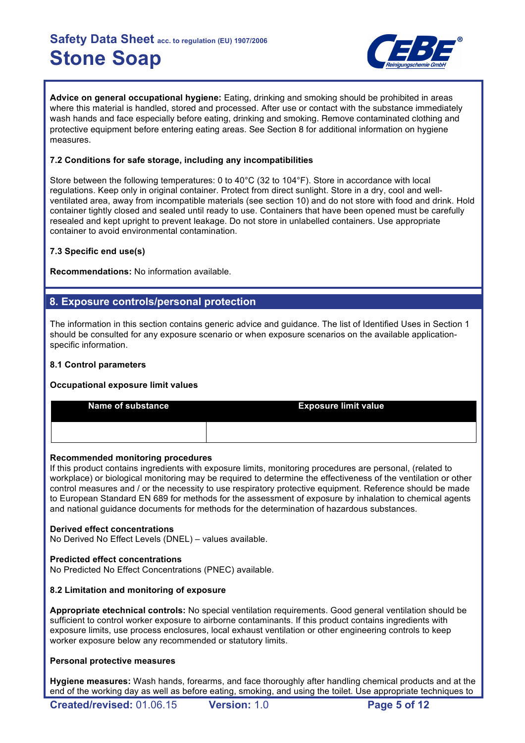**Advice on general occupational hygiene:** Eating, drinking and smoking should be prohibited in areas where this material is handled, stored and processed. After use or contact with the substance immediately wash hands and face especially before eating, drinking and smoking. Remove contaminated clothing and protective equipment before entering eating areas. See Section 8 for additional information on hygiene measures.

### 7.2 Conditions for safe storage, including any incompatibilities

Store between the following temperatures: 0 to 40°C (32 to 104°F). Store in accordance with local regulations. Keep only in original container. Protect from direct sunlight. Store in a dry, cool and well-ventilated area, away from incompatible materials (see section 10) and do not store with food and drink. Hold container tightly closed and sealed until ready to use. Containers that have been opened must be carefully resealed and kept upright to prevent leakage. Do not store in unlabelled containers. Use appropriate container to avoid environmental contamination.

### 7.3 Specific end use(s)

**Recommendations:** No information available.

## 8. Exposure controls/personal protection

The information in this section contains generic advice and guidance. The list of Identified Uses in Section 1 should be consulted for any exposure scenario or when exposure scenarios on the available application-specific information.

### 8.1 Control parameters

**Occupational exposure limit values**

| Name of substance | Exposure limit value |
|---|---|
| | |

**Recommended monitoring procedures**
If this product contains ingredients with exposure limits, monitoring procedures are personal, (related to workplace) or biological monitoring may be required to determine the effectiveness of the ventilation or other control measures and / or the necessity to use respiratory protective equipment. Reference should be made to European Standard EN 689 for methods for the assessment of exposure by inhalation to chemical agents and national guidance documents for methods for the determination of hazardous substances.

**Derived effect concentrations**
No Derived No Effect Levels (DNEL) – values available.

**Predicted effect concentrations**
No Predicted No Effect Concentrations (PNEC) available.

### 8.2 Limitation and monitoring of exposure

**Appropriate etechnical controls:** No special ventilation requirements. Good general ventilation should be sufficient to control worker exposure to airborne contaminants. If this product contains ingredients with exposure limits, use process enclosures, local exhaust ventilation or other engineering controls to keep worker exposure below any recommended or statutory limits.

**Personal protective measures**

**Hygiene measures:** Wash hands, forearms, and face thoroughly after handling chemical products and at the end of the working day as well as before eating, smoking, and using the toilet. Use appropriate techniques to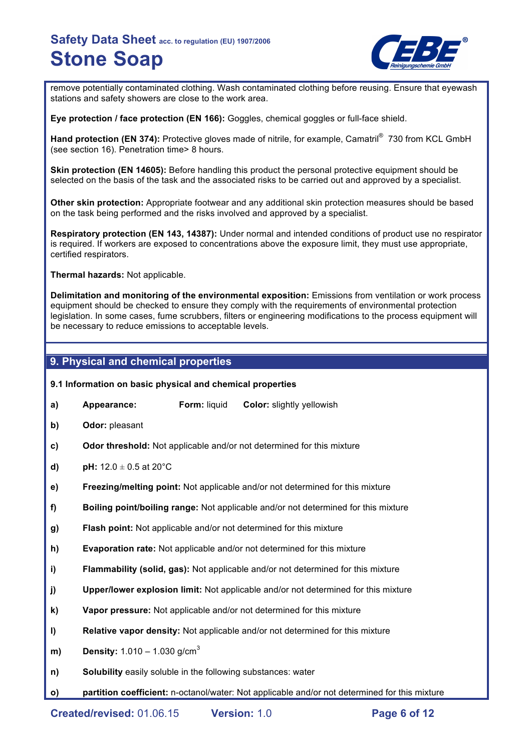remove potentially contaminated clothing. Wash contaminated clothing before reusing. Ensure that eyewash stations and safety showers are close to the work area.

**Eye protection / face protection (EN 166):** Goggles, chemical goggles or full-face shield.

**Hand protection (EN 374):** Protective gloves made of nitrile, for example, Camatril® 730 from KCL GmbH (see section 16). Penetration time> 8 hours.

**Skin protection (EN 14605):** Before handling this product the personal protective equipment should be selected on the basis of the task and the associated risks to be carried out and approved by a specialist.

**Other skin protection:** Appropriate footwear and any additional skin protection measures should be based on the task being performed and the risks involved and approved by a specialist.

**Respiratory protection (EN 143, 14387):** Under normal and intended conditions of product use no respirator is required. If workers are exposed to concentrations above the exposure limit, they must use appropriate, certified respirators.

**Thermal hazards:** Not applicable.

**Delimitation and monitoring of the environmental exposition:** Emissions from ventilation or work process equipment should be checked to ensure they comply with the requirements of environmental protection legislation. In some cases, fume scrubbers, filters or engineering modifications to the process equipment will be necessary to reduce emissions to acceptable levels.

## 9. Physical and chemical properties

**9.1 Information on basic physical and chemical properties**

**a)** **Appearance:** **Form:** liquid **Color:** slightly yellowish

**b)** **Odor:** pleasant

**c)** **Odor threshold:** Not applicable and/or not determined for this mixture

**d)** **pH:** 12.0 ± 0.5 at 20°C

**e)** **Freezing/melting point:** Not applicable and/or not determined for this mixture

**f)** **Boiling point/boiling range:** Not applicable and/or not determined for this mixture

**g)** **Flash point:** Not applicable and/or not determined for this mixture

**h)** **Evaporation rate:** Not applicable and/or not determined for this mixture

**i)** **Flammability (solid, gas):** Not applicable and/or not determined for this mixture

**j)** **Upper/lower explosion limit:** Not applicable and/or not determined for this mixture

**k)** **Vapor pressure:** Not applicable and/or not determined for this mixture

**l)** **Relative vapor density:** Not applicable and/or not determined for this mixture

**m)** **Density:** 1.010 – 1.030 g/cm$^3$

**n)** **Solubility** easily soluble in the following substances: water

**o)** **partition coefficient:** n-octanol/water: Not applicable and/or not determined for this mixture

**Created/revised:** 01.06.15 **Version:** 1.0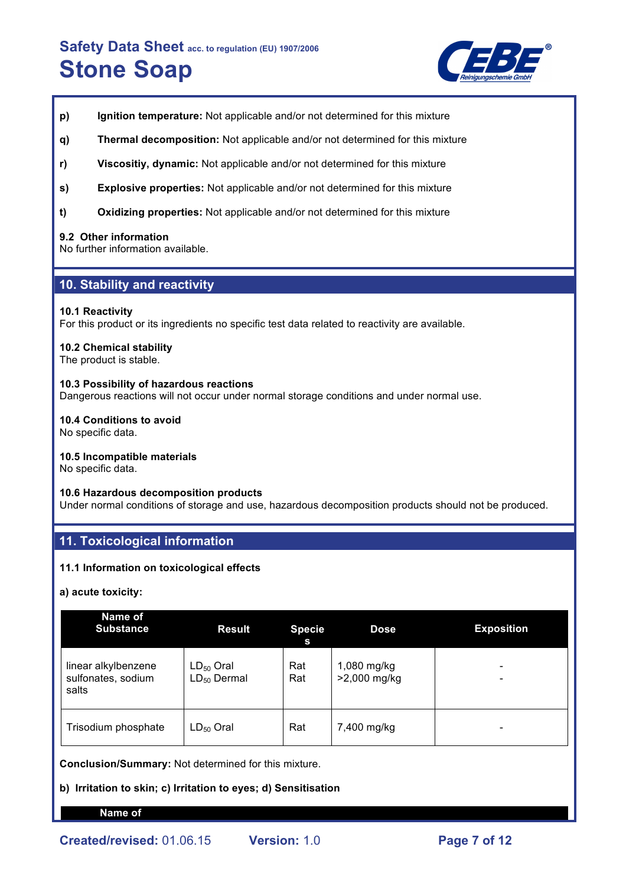- **p)** **Ignition temperature:** Not applicable and/or not determined for this mixture
- **q)** **Thermal decomposition:** Not applicable and/or not determined for this mixture
- **r)** **Viscositiy, dynamic:** Not applicable and/or not determined for this mixture
- **s)** **Explosive properties:** Not applicable and/or not determined for this mixture
- **t)** **Oxidizing properties:** Not applicable and/or not determined for this mixture

### 9.2 Other information

No further information available.

## 10. Stability and reactivity

### 10.1 Reactivity

For this product or its ingredients no specific test data related to reactivity are available.

### 10.2 Chemical stability

The product is stable.

### 10.3 Possibility of hazardous reactions

Dangerous reactions will not occur under normal storage conditions and under normal use.

### 10.4 Conditions to avoid

No specific data.

### 10.5 Incompatible materials

No specific data.

### 10.6 Hazardous decomposition products

Under normal conditions of storage and use, hazardous decomposition products should not be produced.

## 11. Toxicological information

### 11.1 Information on toxicological effects

**a) acute toxicity:**

| Name of Substance | Result | Species | Dose | Exposition |
|---|---|---|---|---|
| linear alkylbenzene sulfonates, sodium salts | $LD_{50}$ Oral<br>$LD_{50}$ Dermal | Rat<br>Rat | 1,080 mg/kg<br>>2,000 mg/kg | -<br>- |
| Trisodium phosphate | $LD_{50}$ Oral | Rat | 7,400 mg/kg | - |

**Conclusion/Summary:** Not determined for this mixture.

**b) Irritation to skin; c) Irritation to eyes; d) Sensitisation**

| Name of |
|---|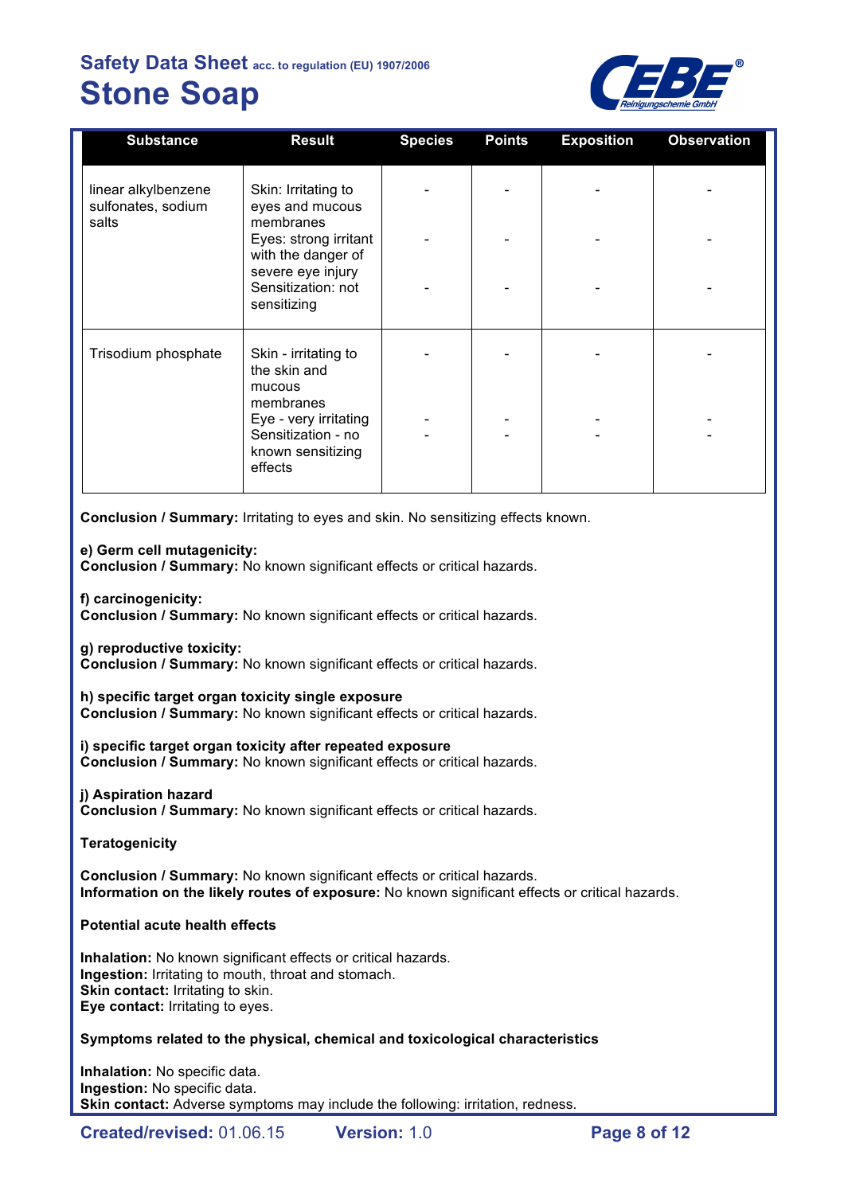| Substance | Result | Species | Points | Exposition | Observation |
| --- | --- | --- | --- | --- | --- |
| linear alkylbenzene sulfonates, sodium salts | Skin: Irritating to eyes and mucous membranes<br>Eyes: strong irritant with the danger of severe eye injury<br>Sensitization: not sensitizing | -<br>-<br>- | -<br>-<br>- | -<br>-<br>- | -<br>-<br>- |
| Trisodium phosphate | Skin - irritating to the skin and mucous membranes<br>Eye - very irritating<br>Sensitization - no known sensitizing effects | -<br>-<br>- | -<br>-<br>- | -<br>-<br>- | -<br>-<br>- |

**Conclusion / Summary:** Irritating to eyes and skin. No sensitizing effects known.

**e) Germ cell mutagenicity:**
**Conclusion / Summary:** No known significant effects or critical hazards.

**f) carcinogenicity:**
**Conclusion / Summary:** No known significant effects or critical hazards.

**g) reproductive toxicity:**
**Conclusion / Summary:** No known significant effects or critical hazards.

**h) specific target organ toxicity single exposure**
**Conclusion / Summary:** No known significant effects or critical hazards.

**i) specific target organ toxicity after repeated exposure**
**Conclusion / Summary:** No known significant effects or critical hazards.

**j) Aspiration hazard**
**Conclusion / Summary:** No known significant effects or critical hazards.

**Teratogenicity**

**Conclusion / Summary:** No known significant effects or critical hazards.
**Information on the likely routes of exposure:** No known significant effects or critical hazards.

**Potential acute health effects**

**Inhalation:** No known significant effects or critical hazards.
**Ingestion:** Irritating to mouth, throat and stomach.
**Skin contact:** Irritating to skin.
**Eye contact:** Irritating to eyes.

**Symptoms related to the physical, chemical and toxicological characteristics**

**Inhalation:** No specific data.
**Ingestion:** No specific data.
**Skin contact:** Adverse symptoms may include the following: irritation, redness.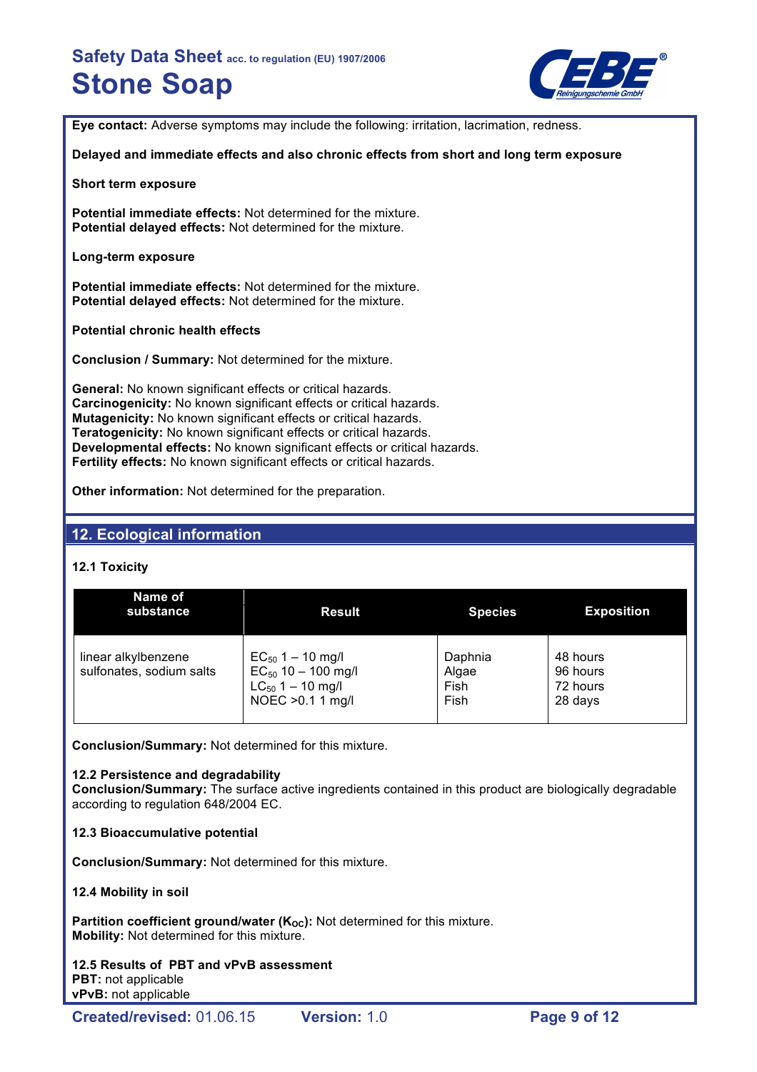**Eye contact:** Adverse symptoms may include the following: irritation, lacrimation, redness.

**Delayed and immediate effects and also chronic effects from short and long term exposure**

**Short term exposure**

**Potential immediate effects:** Not determined for the mixture.
**Potential delayed effects:** Not determined for the mixture.

**Long-term exposure**

**Potential immediate effects:** Not determined for the mixture.
**Potential delayed effects:** Not determined for the mixture.

**Potential chronic health effects**

**Conclusion / Summary:** Not determined for the mixture.

**General:** No known significant effects or critical hazards.
**Carcinogenicity:** No known significant effects or critical hazards.
**Mutagenicity:** No known significant effects or critical hazards.
**Teratogenicity:** No known significant effects or critical hazards.
**Developmental effects:** No known significant effects or critical hazards.
**Fertility effects:** No known significant effects or critical hazards.

**Other information:** Not determined for the preparation.

## 12. Ecological information

### 12.1 Toxicity

| Name of substance | Result | Species | Exposition |
|---|---|---|---|
| linear alkylbenzene sulfonates, sodium salts | $EC_{50}$ 1 – 10 mg/l<br>$EC_{50}$ 10 – 100 mg/l<br>$LC_{50}$ 1 – 10 mg/l<br>NOEC >0.1 1 mg/l | Daphnia<br>Algae<br>Fish<br>Fish | 48 hours<br>96 hours<br>72 hours<br>28 days |

**Conclusion/Summary:** Not determined for this mixture.

### 12.2 Persistence and degradability

**Conclusion/Summary:** The surface active ingredients contained in this product are biologically degradable according to regulation 648/2004 EC.

### 12.3 Bioaccumulative potential

**Conclusion/Summary:** Not determined for this mixture.

### 12.4 Mobility in soil

**Partition coefficient ground/water ($K_{OC}$):** Not determined for this mixture.
**Mobility:** Not determined for this mixture.

### 12.5 Results of PBT and vPvB assessment

**PBT:** not applicable
**vPvB:** not applicable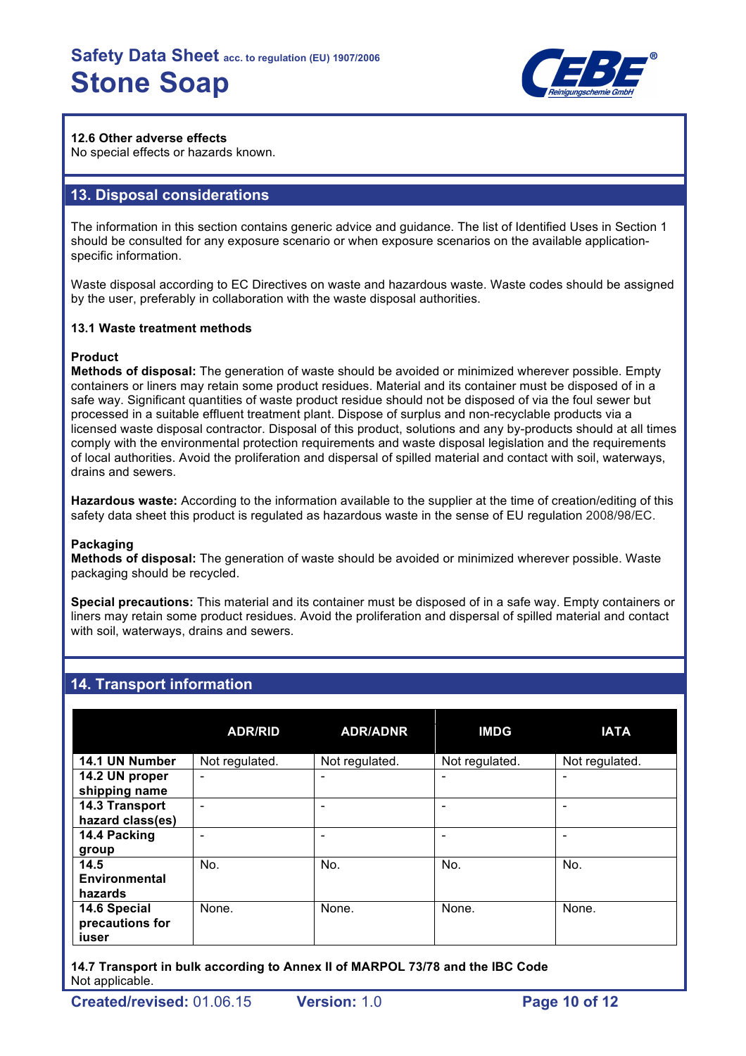### 12.6 Other adverse effects

No special effects or hazards known.

## 13. Disposal considerations

The information in this section contains generic advice and guidance. The list of Identified Uses in Section 1 should be consulted for any exposure scenario or when exposure scenarios on the available application-specific information.

Waste disposal according to EC Directives on waste and hazardous waste. Waste codes should be assigned by the user, preferably in collaboration with the waste disposal authorities.

### 13.1 Waste treatment methods

**Product**

**Methods of disposal:** The generation of waste should be avoided or minimized wherever possible. Empty containers or liners may retain some product residues. Material and its container must be disposed of in a safe way. Significant quantities of waste product residue should not be disposed of via the foul sewer but processed in a suitable effluent treatment plant. Dispose of surplus and non-recyclable products via a licensed waste disposal contractor. Disposal of this product, solutions and any by-products should at all times comply with the environmental protection requirements and waste disposal legislation and the requirements of local authorities. Avoid the proliferation and dispersal of spilled material and contact with soil, waterways, drains and sewers.

**Hazardous waste:** According to the information available to the supplier at the time of creation/editing of this safety data sheet this product is regulated as hazardous waste in the sense of EU regulation 2008/98/EC.

**Packaging**

**Methods of disposal:** The generation of waste should be avoided or minimized wherever possible. Waste packaging should be recycled.

**Special precautions:** This material and its container must be disposed of in a safe way. Empty containers or liners may retain some product residues. Avoid the proliferation and dispersal of spilled material and contact with soil, waterways, drains and sewers.

## 14. Transport information

| | ADR/RID | ADR/ADNR | IMDG | IATA |
|---|---|---|---|---|
| **14.1 UN Number** | Not regulated. | Not regulated. | Not regulated. | Not regulated. |
| **14.2 UN proper shipping name** | - | - | - | - |
| **14.3 Transport hazard class(es)** | - | - | - | - |
| **14.4 Packing group** | - | - | - | - |
| **14.5 Environmental hazards** | No. | No. | No. | No. |
| **14.6 Special precautions for iuser** | None. | None. | None. | None. |

**14.7 Transport in bulk according to Annex II of MARPOL 73/78 and the IBC Code**

Not applicable.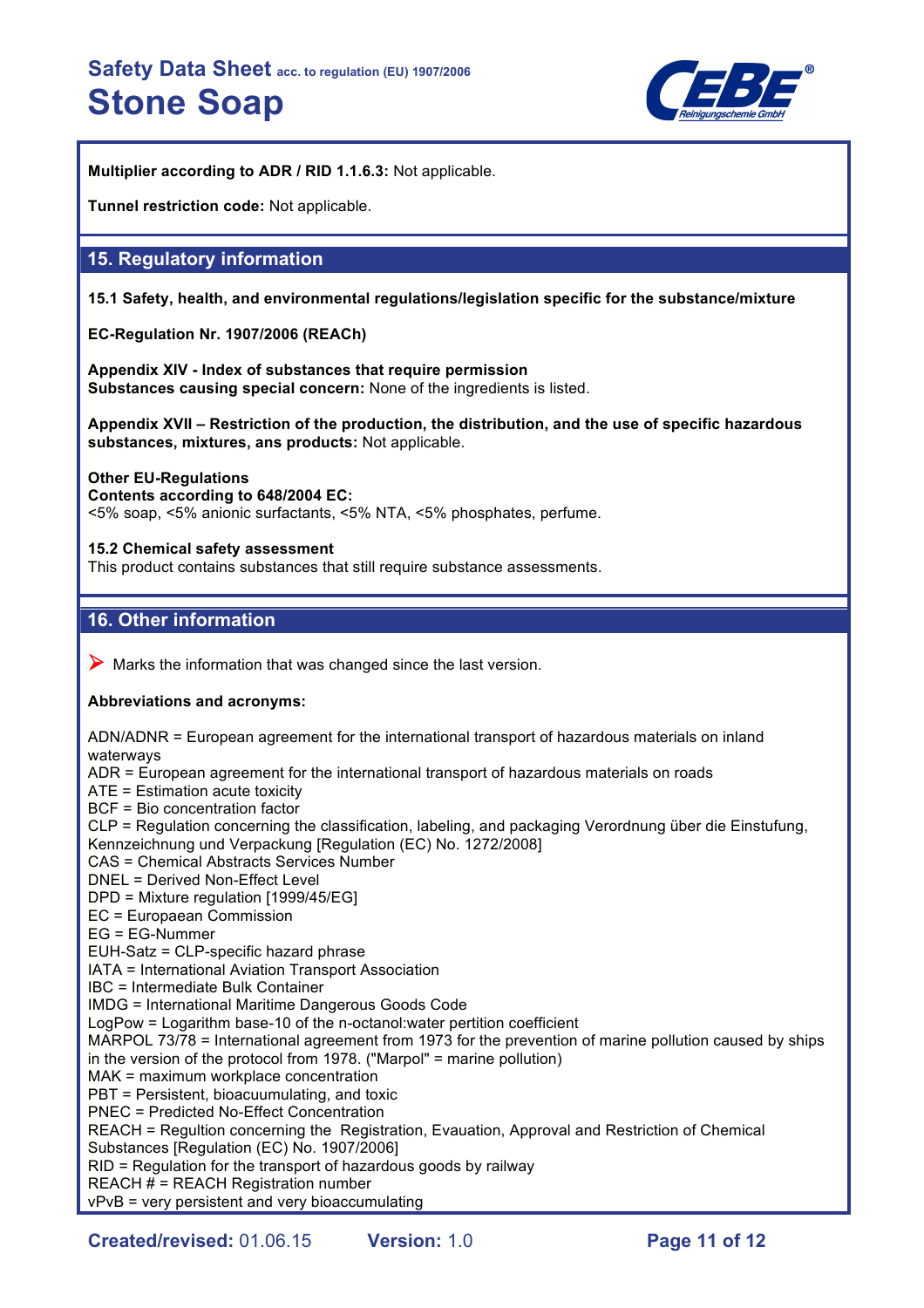**Multiplier according to ADR / RID 1.1.6.3:** Not applicable.

**Tunnel restriction code:** Not applicable.

## 15. Regulatory information

**15.1 Safety, health, and environmental regulations/legislation specific for the substance/mixture**

**EC-Regulation Nr. 1907/2006 (REACh)**

**Appendix XIV - Index of substances that require permission**
**Substances causing special concern:** None of the ingredients is listed.

**Appendix XVII – Restriction of the production, the distribution, and the use of specific hazardous substances, mixtures, ans products:** Not applicable.

**Other EU-Regulations**
**Contents according to 648/2004 EC:**
<5% soap, <5% anionic surfactants, <5% NTA, <5% phosphates, perfume.

**15.2 Chemical safety assessment**
This product contains substances that still require substance assessments.

## 16. Other information

➤ Marks the information that was changed since the last version.

**Abbreviations and acronyms:**

ADN/ADNR = European agreement for the international transport of hazardous materials on inland waterways
ADR = European agreement for the international transport of hazardous materials on roads
ATE = Estimation acute toxicity
BCF = Bio concentration factor
CLP = Regulation concerning the classification, labeling, and packaging Verordnung über die Einstufung, Kennzeichnung und Verpackung [Regulation (EC) No. 1272/2008]
CAS = Chemical Abstracts Services Number
DNEL = Derived Non-Effect Level
DPD = Mixture regulation [1999/45/EG]
EC = Europaean Commission
EG = EG-Nummer
EUH-Satz = CLP-specific hazard phrase
IATA = International Aviation Transport Association
IBC = Intermediate Bulk Container
IMDG = International Maritime Dangerous Goods Code
LogPow = Logarithm base-10 of the n-octanol:water pertition coefficient
MARPOL 73/78 = International agreement from 1973 for the prevention of marine pollution caused by ships in the version of the protocol from 1978. ("Marpol" = marine pollution)
MAK = maximum workplace concentration
PBT = Persistent, bioacuumulating, and toxic
PNEC = Predicted No-Effect Concentration
REACH = Regultion concerning the Registration, Evauation, Approval and Restriction of Chemical Substances [Regulation (EC) No. 1907/2006]
RID = Regulation for the transport of hazardous goods by railway
REACH # = REACH Registration number
vPvB = very persistent and very bioaccumulating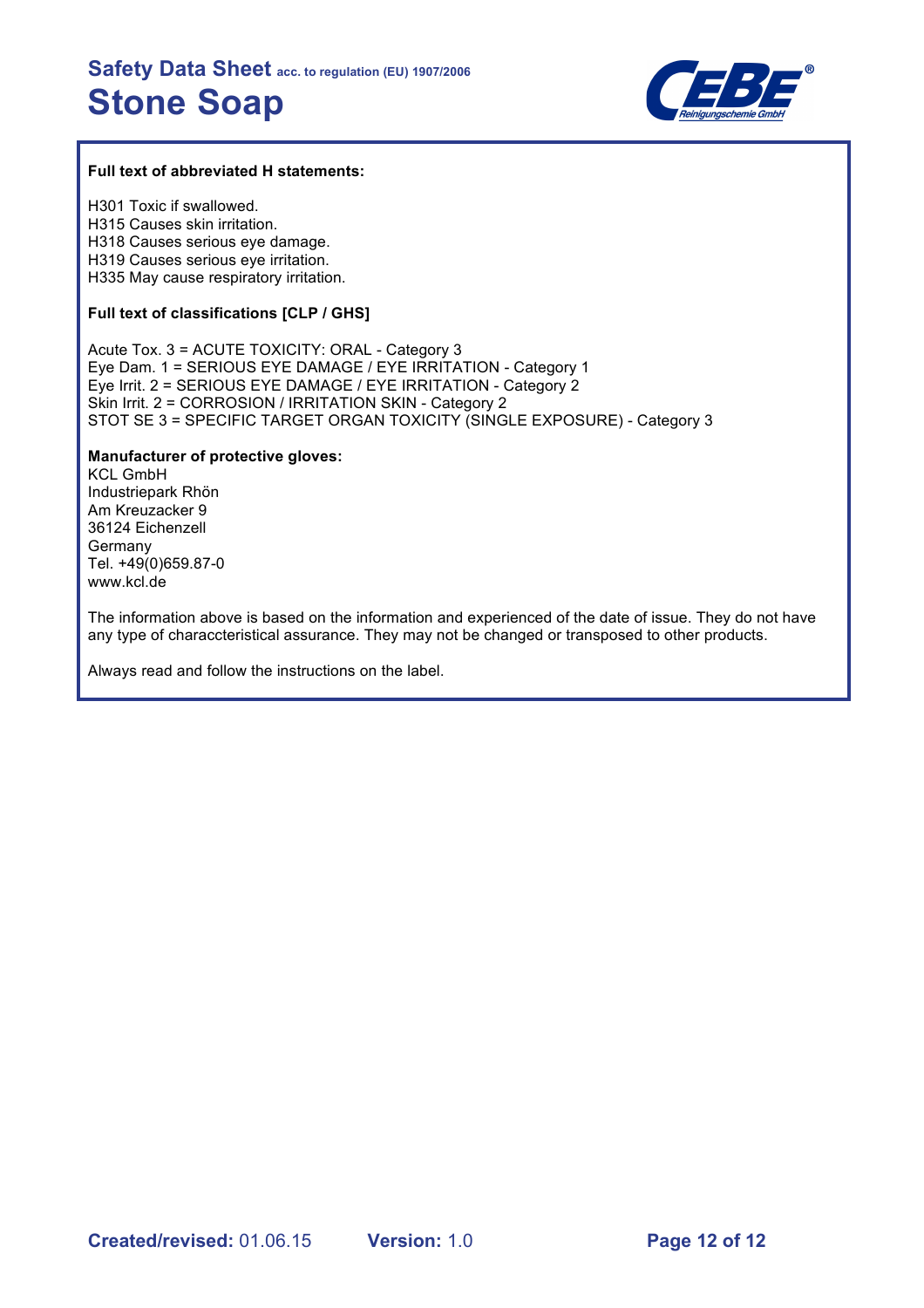**Full text of abbreviated H statements:**

H301 Toxic if swallowed.
H315 Causes skin irritation.
H318 Causes serious eye damage.
H319 Causes serious eye irritation.
H335 May cause respiratory irritation.

**Full text of classifications [CLP / GHS]**

Acute Tox. 3 = ACUTE TOXICITY: ORAL - Category 3
Eye Dam. 1 = SERIOUS EYE DAMAGE / EYE IRRITATION - Category 1
Eye Irrit. 2 = SERIOUS EYE DAMAGE / EYE IRRITATION - Category 2
Skin Irrit. 2 = CORROSION / IRRITATION SKIN - Category 2
STOT SE 3 = SPECIFIC TARGET ORGAN TOXICITY (SINGLE EXPOSURE) - Category 3

**Manufacturer of protective gloves:**
KCL GmbH
Industriepark Rhön
Am Kreuzacker 9
36124 Eichenzell
Germany
Tel. +49(0)659.87-0
www.kcl.de

The information above is based on the information and experienced of the date of issue. They do not have any type of characcteristical assurance. They may not be changed or transposed to other products.

Always read and follow the instructions on the label.